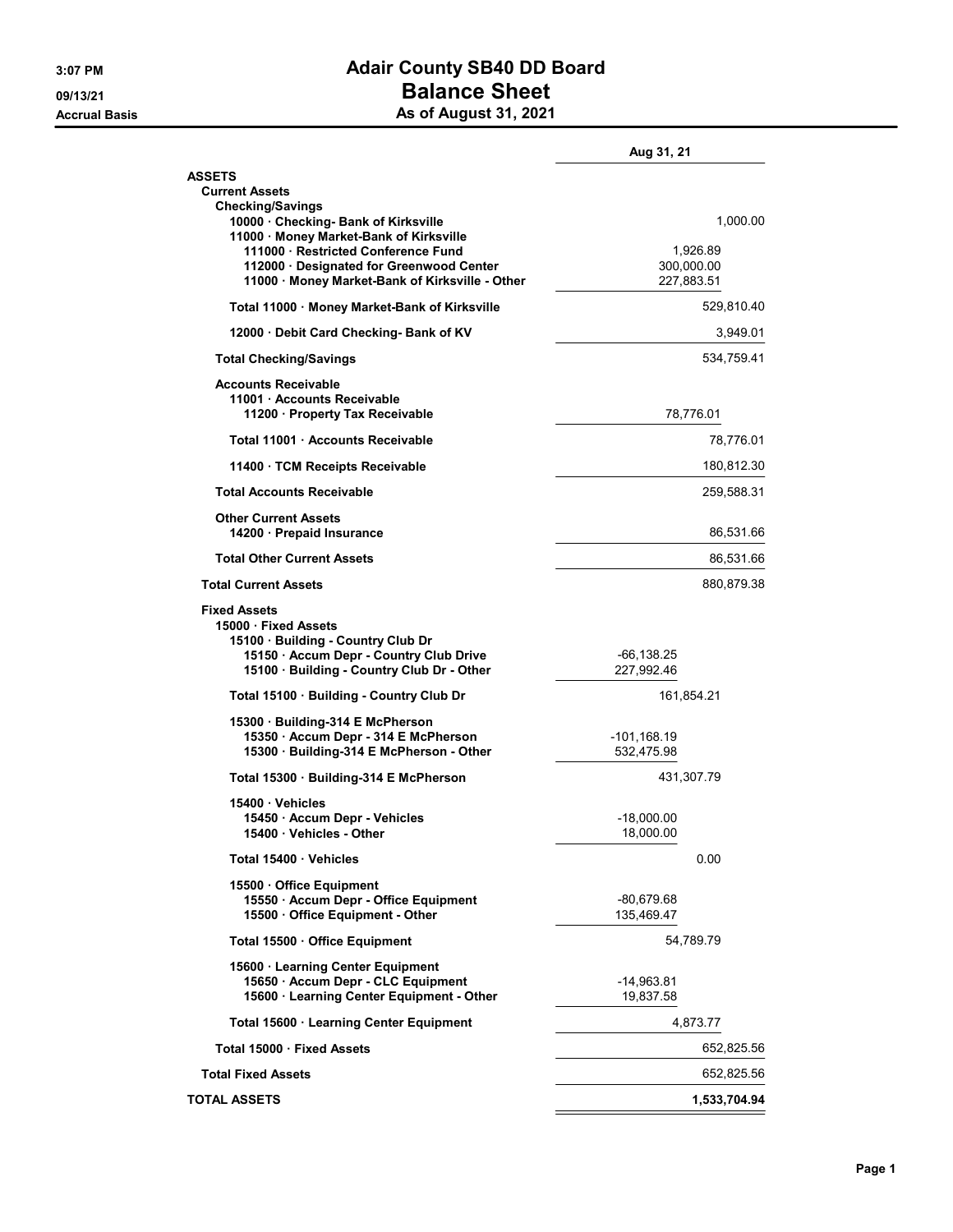3:07 PM
09/13/21
Accrual Basis

# Adair County SB40 DD Board
## Balance Sheet
### As of August 31, 2021

| | | Aug 31, 21 |
|---|---|---|
| **ASSETS** | | |
| **Current Assets** | | |
| **Checking/Savings** | | |
| 10000 · Checking- Bank of Kirksville | | 1,000.00 |
| 11000 · Money Market-Bank of Kirksville | | |
| 111000 · Restricted Conference Fund | 1,926.89 | |
| 112000 · Designated for Greenwood Center | 300,000.00 | |
| 11000 · Money Market-Bank of Kirksville - Other | 227,883.51 | |
| **Total 11000 · Money Market-Bank of Kirksville** | | 529,810.40 |
| 12000 · Debit Card Checking- Bank of KV | | 3,949.01 |
| **Total Checking/Savings** | | 534,759.41 |
| **Accounts Receivable** | | |
| 11001 · Accounts Receivable | | |
| 11200 · Property Tax Receivable | 78,776.01 | |
| **Total 11001 · Accounts Receivable** | | 78,776.01 |
| 11400 · TCM Receipts Receivable | | 180,812.30 |
| **Total Accounts Receivable** | | 259,588.31 |
| **Other Current Assets** | | |
| 14200 · Prepaid Insurance | | 86,531.66 |
| **Total Other Current Assets** | | 86,531.66 |
| **Total Current Assets** | | 880,879.38 |
| **Fixed Assets** | | |
| 15000 · Fixed Assets | | |
| 15100 · Building - Country Club Dr | | |
| 15150 · Accum Depr - Country Club Drive | -66,138.25 | |
| 15100 · Building - Country Club Dr - Other | 227,992.46 | |
| **Total 15100 · Building - Country Club Dr** | 161,854.21 | |
| 15300 · Building-314 E McPherson | | |
| 15350 · Accum Depr - 314 E McPherson | -101,168.19 | |
| 15300 · Building-314 E McPherson - Other | 532,475.98 | |
| **Total 15300 · Building-314 E McPherson** | 431,307.79 | |
| 15400 · Vehicles | | |
| 15450 · Accum Depr - Vehicles | -18,000.00 | |
| 15400 · Vehicles - Other | 18,000.00 | |
| **Total 15400 · Vehicles** | 0.00 | |
| 15500 · Office Equipment | | |
| 15550 · Accum Depr - Office Equipment | -80,679.68 | |
| 15500 · Office Equipment - Other | 135,469.47 | |
| **Total 15500 · Office Equipment** | 54,789.79 | |
| 15600 · Learning Center Equipment | | |
| 15650 · Accum Depr - CLC Equipment | -14,963.81 | |
| 15600 · Learning Center Equipment - Other | 19,837.58 | |
| **Total 15600 · Learning Center Equipment** | 4,873.77 | |
| **Total 15000 · Fixed Assets** | | 652,825.56 |
| **Total Fixed Assets** | | 652,825.56 |
| **TOTAL ASSETS** | | **1,533,704.94** |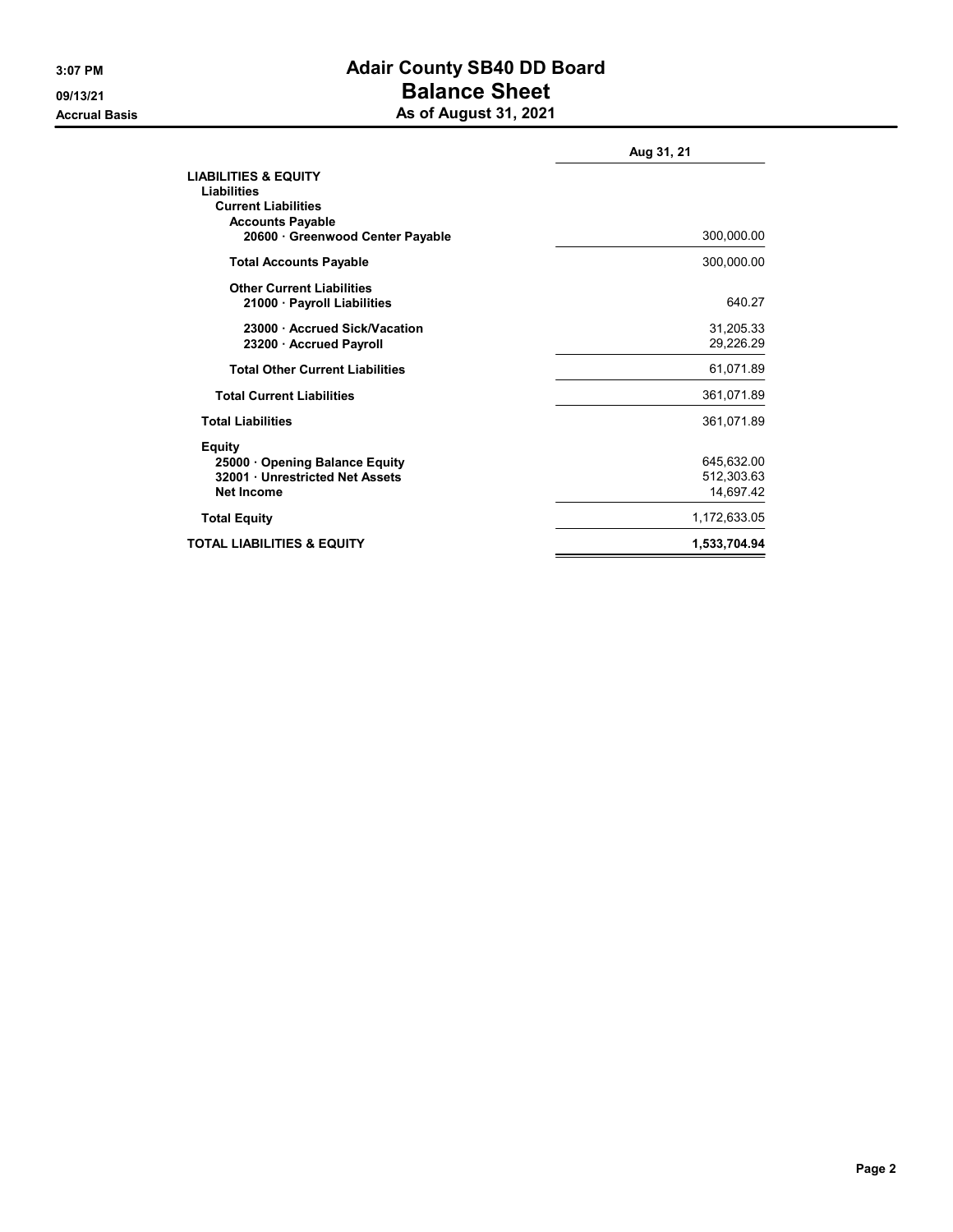# Adair County SB40 DD Board
## Balance Sheet
### As of August 31, 2021

3:07 PM
09/13/21
Accrual Basis

| | Aug 31, 21 |
|---|---|
| **LIABILITIES & EQUITY** | |
| **Liabilities** | |
| **Current Liabilities** | |
| **Accounts Payable** | |
| **20600 · Greenwood Center Payable** | 300,000.00 |
| **Total Accounts Payable** | 300,000.00 |
| **Other Current Liabilities** | |
| **21000 · Payroll Liabilities** | 640.27 |
| **23000 · Accrued Sick/Vacation** | 31,205.33 |
| **23200 · Accrued Payroll** | 29,226.29 |
| **Total Other Current Liabilities** | 61,071.89 |
| **Total Current Liabilities** | 361,071.89 |
| **Total Liabilities** | 361,071.89 |
| **Equity** | |
| **25000 · Opening Balance Equity** | 645,632.00 |
| **32001 · Unrestricted Net Assets** | 512,303.63 |
| **Net Income** | 14,697.42 |
| **Total Equity** | 1,172,633.05 |
| **TOTAL LIABILITIES & EQUITY** | **1,533,704.94** |